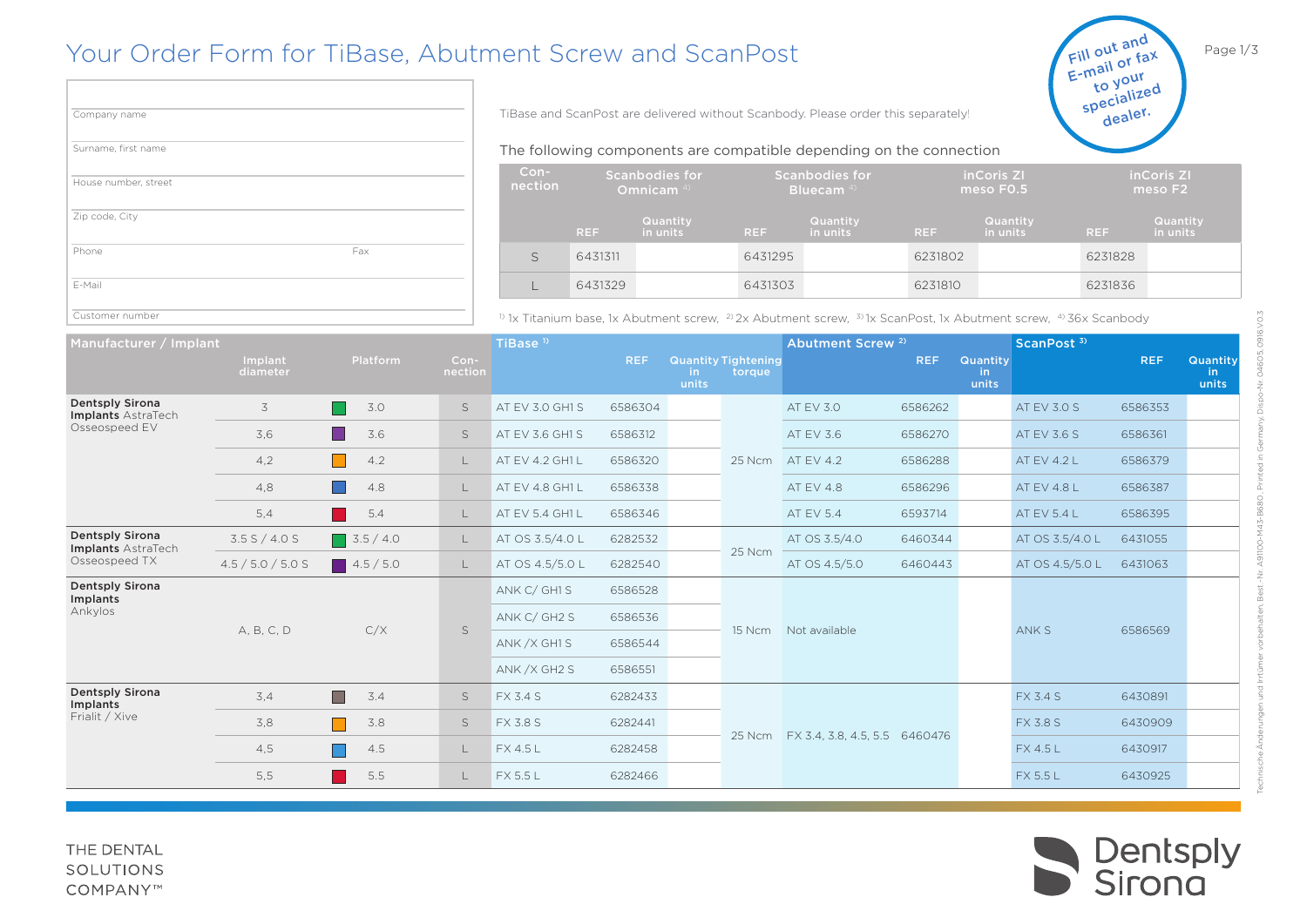# Your Order Form for TiBase, Abutment Screw and ScanPost

Fill out and E-mail or fax to your specialized dealer.

| |
|---|
| Company name |
| Surname, first name |
| House number, street |
| Zip code, City |
| Phone / Fax |
| E-Mail |
| Customer number |

TiBase and ScanPost are delivered without Scanbody. Please order this separately!

The following components are compatible depending on the connection

| Connection | Scanbodies for Omnicam [4] | | Scanbodies for Bluecam [4] | | inCoris ZI meso F0.5 | | inCoris ZI meso F2 | |
|---|---|---|---|---|---|---|---|---|
| | REF | Quantity in units | REF | Quantity in units | REF | Quantity in units | REF | Quantity in units |
| S | 6431311 | | 6431295 | | 6231802 | | 6231828 | |
| L | 6431329 | | 6431303 | | 6231810 | | 6231836 | |

[1] 1x Titanium base, 1x Abutment screw, [2] 2x Abutment screw, [3] 1x ScanPost, 1x Abutment screw, [4] 36x Scanbody

| Manufacturer / Implant | Implant diameter | Platform | Connection | TiBase [1] | REF | Quantity in units | Tightening torque | Abutment Screw [2] | REF | Quantity in units | ScanPost [3] | REF | Quantity in units |
|---|---|---|---|---|---|---|---|---|---|---|---|---|---|
| **Dentsply Sirona Implants** AstraTech Osseospeed EV | 3 | 3.0 | S | AT EV 3.0 GH1 S | 6586304 | | 25 Ncm | AT EV 3.0 | 6586262 | | AT EV 3.0 S | 6586353 | |
| | 3,6 | 3.6 | S | AT EV 3.6 GH1 S | 6586312 | | | AT EV 3.6 | 6586270 | | AT EV 3.6 S | 6586361 | |
| | 4,2 | 4.2 | L | AT EV 4.2 GH1 L | 6586320 | | | AT EV 4.2 | 6586288 | | AT EV 4.2 L | 6586379 | |
| | 4,8 | 4.8 | L | AT EV 4.8 GH1 L | 6586338 | | | AT EV 4.8 | 6586296 | | AT EV 4.8 L | 6586387 | |
| | 5,4 | 5.4 | L | AT EV 5.4 GH1 L | 6586346 | | | AT EV 5.4 | 6593714 | | AT EV 5.4 L | 6586395 | |
| **Dentsply Sirona Implants** AstraTech Osseospeed TX | 3.5 S / 4.0 S | 3.5 / 4.0 | L | AT OS 3.5/4.0 L | 6282532 | | 25 Ncm | AT OS 3.5/4.0 | 6460344 | | AT OS 3.5/4.0 L | 6431055 | |
| | 4.5 / 5.0 / 5.0 S | 4.5 / 5.0 | L | AT OS 4.5/5.0 L | 6282540 | | | AT OS 4.5/5.0 | 6460443 | | AT OS 4.5/5.0 L | 6431063 | |
| **Dentsply Sirona Implants** Ankylos | A, B, C, D | C/X | S | ANK C/ GH1 S | 6586528 | | 15 Ncm | Not available | | | ANK S | 6586569 | |
| | | | | ANK C/ GH2 S | 6586536 | | | | | | | | |
| | | | | ANK /X GH1 S | 6586544 | | | | | | | | |
| | | | | ANK /X GH2 S | 6586551 | | | | | | | | |
| **Dentsply Sirona Implants** Frialit / Xive | 3,4 | 3.4 | S | FX 3.4 S | 6282433 | | 25 Ncm | FX 3.4, 3.8, 4.5, 5.5 | 6460476 | | FX 3.4 S | 6430891 | |
| | 3,8 | 3.8 | S | FX 3.8 S | 6282441 | | | | | | FX 3.8 S | 6430909 | |
| | 4,5 | 4.5 | L | FX 4.5 L | 6282458 | | | | | | FX 4.5 L | 6430917 | |
| | 5,5 | 5.5 | L | FX 5.5 L | 6282466 | | | | | | FX 5.5 L | 6430925 | |

Technische Änderungen und Irrtümer vorbehalten. Best.-Nr. A91100-M43-B680 . Printed in Germany. Dispo-Nr. 04605. 0916.V0.3

THE DENTAL SOLUTIONS COMPANY™

Dentsply Sirona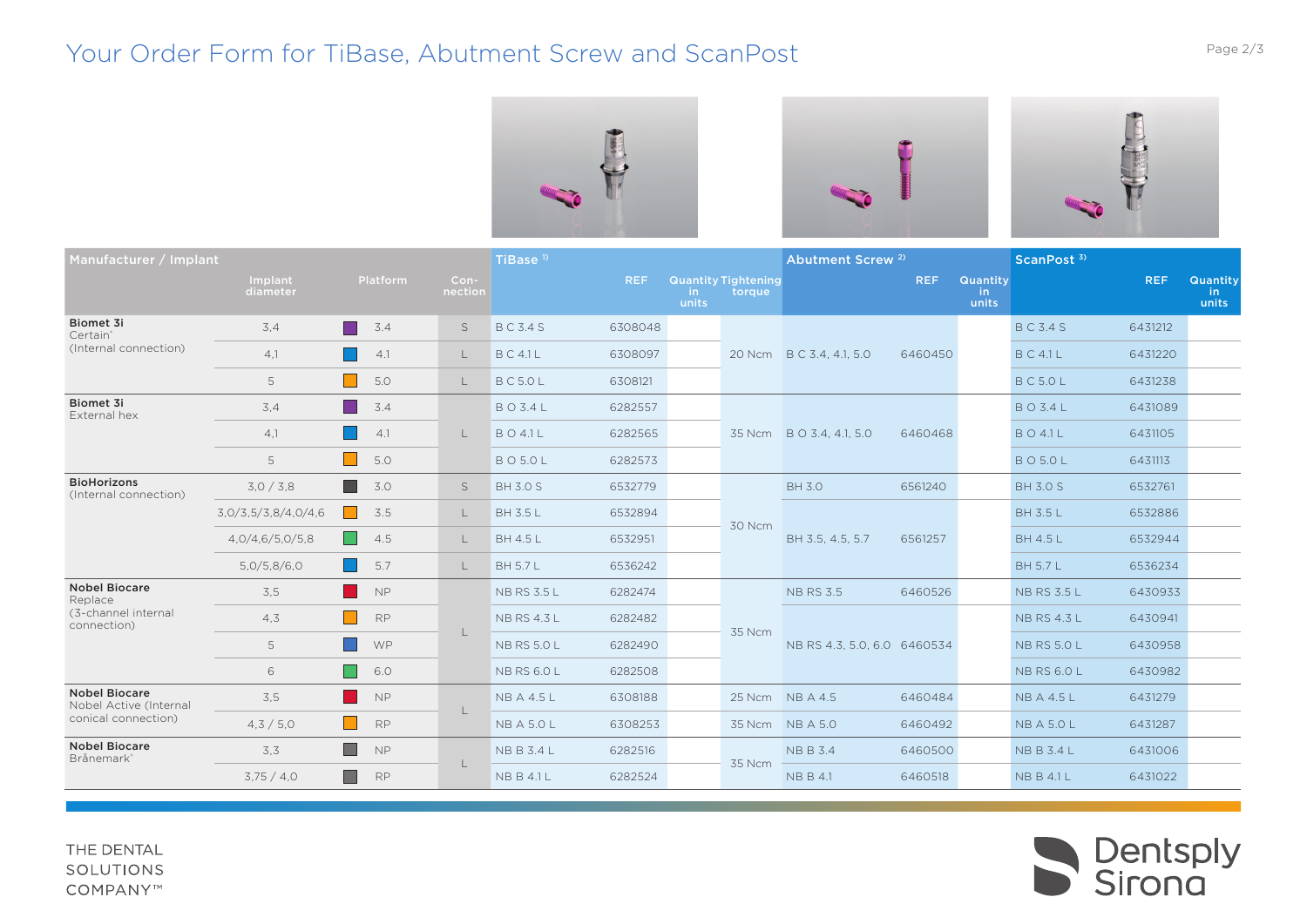# Your Order Form for TiBase, Abutment Screw and ScanPost

| Manufacturer / Implant | Implant diameter | Platform | Con-nection | TiBase [1] | REF | Quantity in units | Tightening torque | Abutment Screw [2] | REF | Quantity in units | ScanPost [3] | REF | Quantity in units |
|---|---|---|---|---|---|---|---|---|---|---|---|---|---|
| **Biomet 3i** Certain® (Internal connection) | 3,4 | 3.4 | S | B C 3.4 S | 6308048 | | 20 Ncm | B C 3.4, 4.1, 5.0 | 6460450 | | B C 3.4 S | 6431212 | |
| | 4,1 | 4.1 | L | B C 4.1 L | 6308097 | | | | | | B C 4.1 L | 6431220 | |
| | 5 | 5.0 | L | B C 5.0 L | 6308121 | | | | | | B C 5.0 L | 6431238 | |
| **Biomet 3i** External hex | 3,4 | 3.4 | L | B O 3.4 L | 6282557 | | 35 Ncm | B O 3.4, 4.1, 5.0 | 6460468 | | B O 3.4 L | 6431089 | |
| | 4,1 | 4.1 | | B O 4.1 L | 6282565 | | | | | | B O 4.1 L | 6431105 | |
| | 5 | 5.0 | | B O 5.0 L | 6282573 | | | | | | B O 5.0 L | 6431113 | |
| **BioHorizons** (Internal connection) | 3,0 / 3,8 | 3.0 | S | BH 3.0 S | 6532779 | | 30 Ncm | BH 3.0 | 6561240 | | BH 3.0 S | 6532761 | |
| | 3,0/3,5/3,8/4,0/4,6 | 3.5 | L | BH 3.5 L | 6532894 | | | BH 3.5, 4.5, 5.7 | 6561257 | | BH 3.5 L | 6532886 | |
| | 4,0/4,6/5,0/5,8 | 4.5 | L | BH 4.5 L | 6532951 | | | | | | BH 4.5 L | 6532944 | |
| | 5,0/5,8/6,0 | 5.7 | L | BH 5.7 L | 6536242 | | | | | | BH 5.7 L | 6536234 | |
| **Nobel Biocare** Replace (3-channel internal connection) | 3,5 | NP | L | NB RS 3.5 L | 6282474 | | 35 Ncm | NB RS 3.5 | 6460526 | | NB RS 3.5 L | 6430933 | |
| | 4,3 | RP | | NB RS 4.3 L | 6282482 | | | NB RS 4.3, 5.0, 6.0 | 6460534 | | NB RS 4.3 L | 6430941 | |
| | 5 | WP | | NB RS 5.0 L | 6282490 | | | | | | NB RS 5.0 L | 6430958 | |
| | 6 | 6.0 | | NB RS 6.0 L | 6282508 | | | | | | NB RS 6.0 L | 6430982 | |
| **Nobel Biocare** Nobel Active (Internal conical connection) | 3,5 | NP | L | NB A 4.5 L | 6308188 | | 25 Ncm | NB A 4.5 | 6460484 | | NB A 4.5 L | 6431279 | |
| | 4,3 / 5,0 | RP | | NB A 5.0 L | 6308253 | | 35 Ncm | NB A 5.0 | 6460492 | | NB A 5.0 L | 6431287 | |
| **Nobel Biocare** Brånemark® | 3,3 | NP | L | NB B 3.4 L | 6282516 | | 35 Ncm | NB B 3.4 | 6460500 | | NB B 3.4 L | 6431006 | |
| | 3,75 / 4,0 | RP | | NB B 4.1 L | 6282524 | | | NB B 4.1 | 6460518 | | NB B 4.1 L | 6431022 | |

THE DENTAL SOLUTIONS COMPANY™

Dentsply Sirona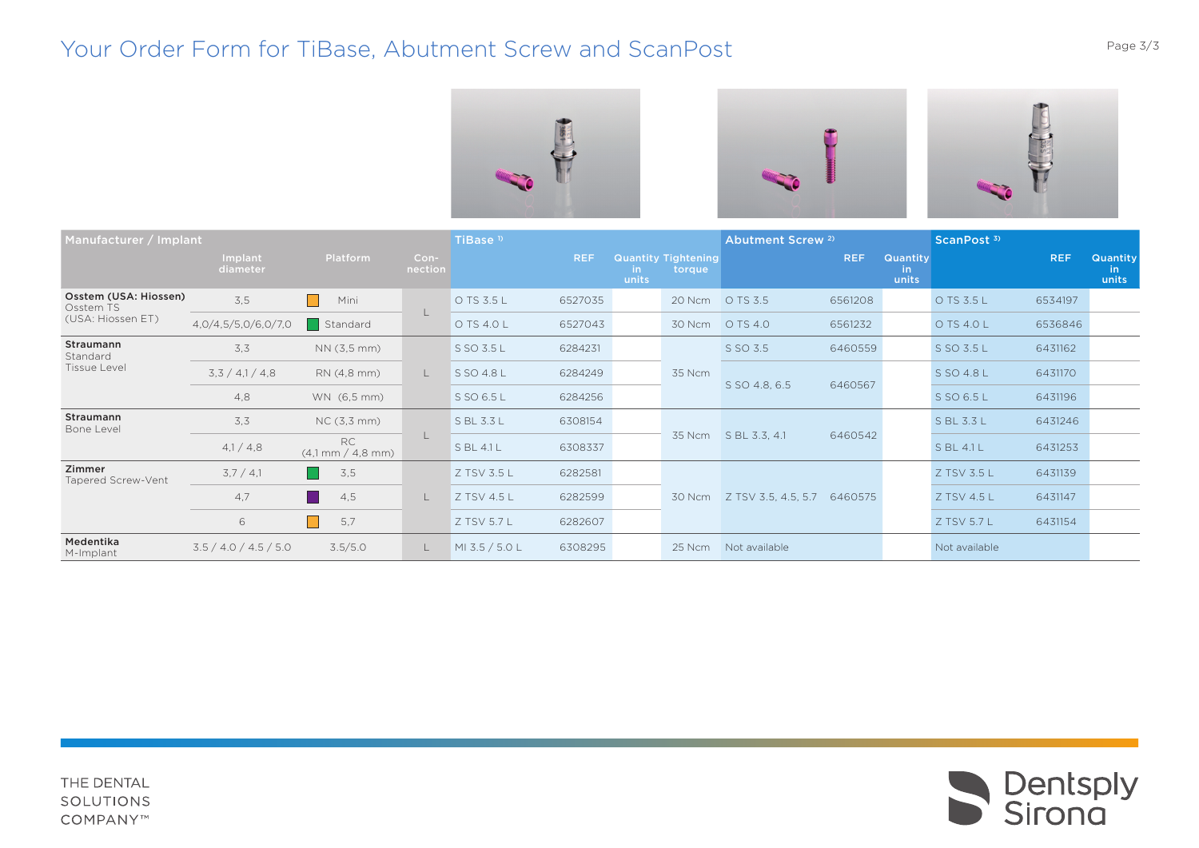# Your Order Form for TiBase, Abutment Screw and ScanPost

| Manufacturer / Implant | | | | TiBase [1] | | | | Abutment Screw [2] | | | ScanPost [3] | | |
|---|---|---|---|---|---|---|---|---|---|---|---|---|---|
| | Implant diameter | Platform | Con-nection | | REF | Quantity in units | Tightening torque | | REF | Quantity in units | | REF | Quantity in units |
| **Osstem (USA: Hiossen)** Osstem TS (USA: Hiossen ET) | 3,5 | Mini | L | O TS 3.5 L | 6527035 | | 20 Ncm | O TS 3.5 | 6561208 | | O TS 3.5 L | 6534197 | |
| | 4,0/4,5/5,0/6,0/7,0 | Standard | | O TS 4.0 L | 6527043 | | 30 Ncm | O TS 4.0 | 6561232 | | O TS 4.0 L | 6536846 | |
| **Straumann** Standard Tissue Level | 3,3 | NN (3,5 mm) | L | S SO 3.5 L | 6284231 | | 35 Ncm | S SO 3.5 | 6460559 | | S SO 3.5 L | 6431162 | |
| | 3,3 / 4,1 / 4,8 | RN (4,8 mm) | | S SO 4.8 L | 6284249 | | | S SO 4.8, 6.5 | 6460567 | | S SO 4.8 L | 6431170 | |
| | 4,8 | WN (6,5 mm) | | S SO 6.5 L | 6284256 | | | | | | S SO 6.5 L | 6431196 | |
| **Straumann** Bone Level | 3,3 | NC (3,3 mm) | L | S BL 3.3 L | 6308154 | | 35 Ncm | S BL 3.3, 4.1 | 6460542 | | S BL 3.3 L | 6431246 | |
| | 4,1 / 4,8 | RC (4,1 mm / 4,8 mm) | | S BL 4.1 L | 6308337 | | | | | | S BL 4.1 L | 6431253 | |
| **Zimmer** Tapered Screw-Vent | 3,7 / 4,1 | 3,5 | L | Z TSV 3.5 L | 6282581 | | 30 Ncm | Z TSV 3.5, 4.5, 5.7 | 6460575 | | Z TSV 3.5 L | 6431139 | |
| | 4,7 | 4,5 | | Z TSV 4.5 L | 6282599 | | | | | | Z TSV 4.5 L | 6431147 | |
| | 6 | 5,7 | | Z TSV 5.7 L | 6282607 | | | | | | Z TSV 5.7 L | 6431154 | |
| **Medentika** M-Implant | 3.5 / 4.0 / 4.5 / 5.0 | 3.5/5.0 | L | MI 3.5 / 5.0 L | 6308295 | | 25 Ncm | Not available | | | Not available | | |

THE DENTAL SOLUTIONS COMPANY™

Dentsply Sirona